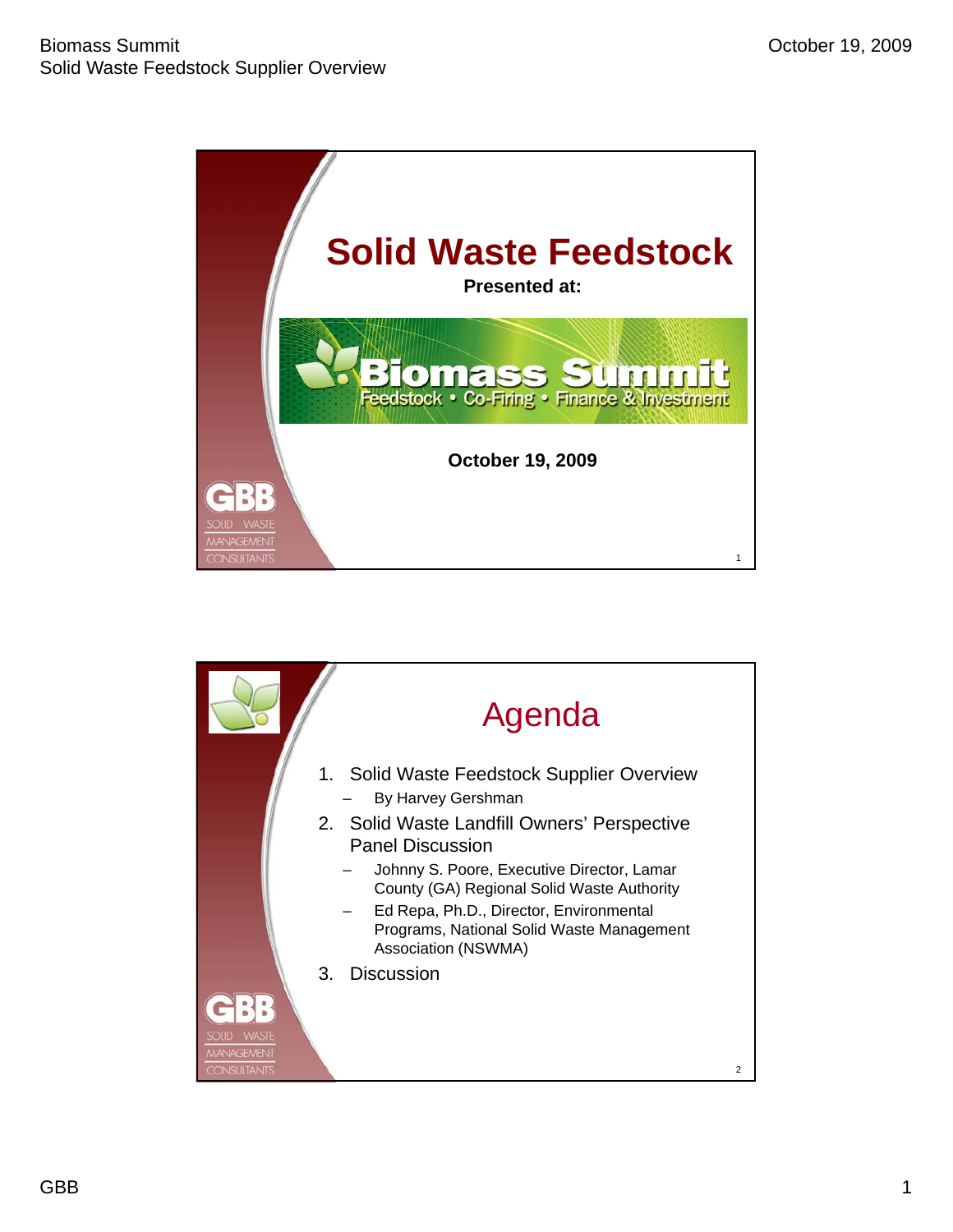# Solid Waste Feedstock

**Presented at:**

Biomass Summit

Feedstock • Co-Firing • Finance & Investment

**October 19, 2009**

GBB SOLID WASTE MANAGEMENT CONSULTANTS

# Agenda

1. Solid Waste Feedstock Supplier Overview
   - By Harvey Gershman
2. Solid Waste Landfill Owners' Perspective Panel Discussion
   - Johnny S. Poore, Executive Director, Lamar County (GA) Regional Solid Waste Authority
   - Ed Repa, Ph.D., Director, Environmental Programs, National Solid Waste Management Association (NSWMA)
3. Discussion

GBB SOLID WASTE MANAGEMENT CONSULTANTS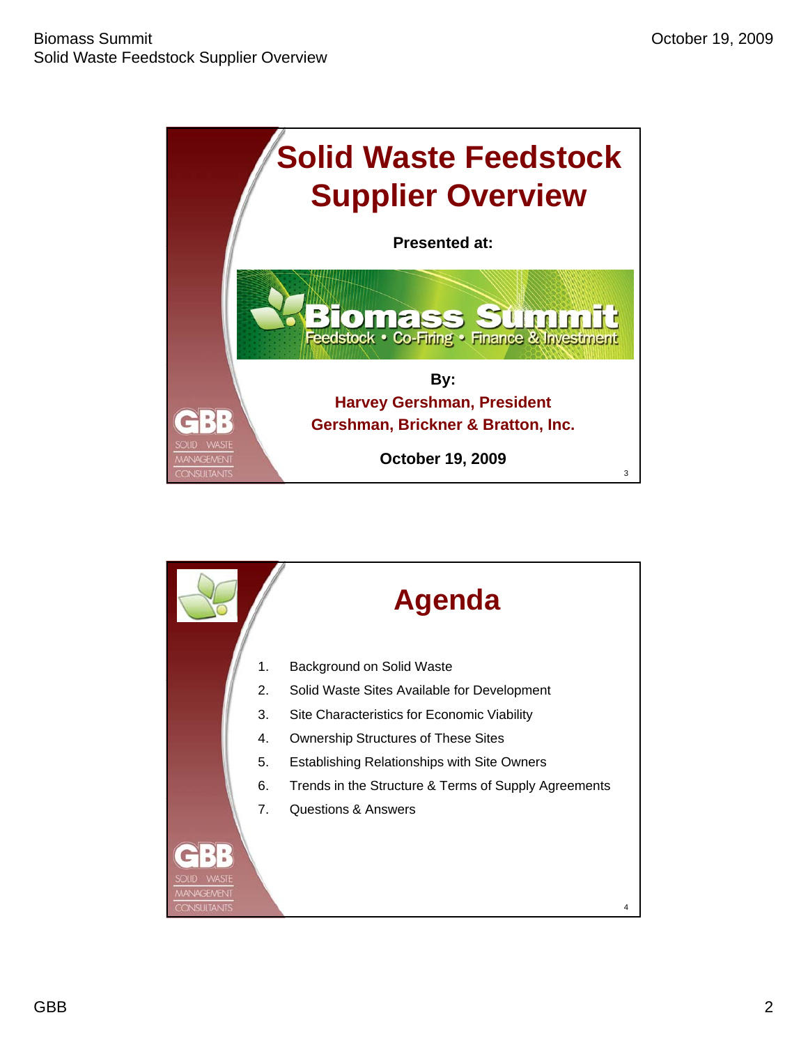# Solid Waste Feedstock Supplier Overview

**Presented at:**

Biomass Summit
Feedstock • Co-Firing • Finance & Investment

**By:**

**Harvey Gershman, President**
**Gershman, Brickner & Bratton, Inc.**

**October 19, 2009**

GBB SOLID WASTE MANAGEMENT CONSULTANTS

# Agenda

1. Background on Solid Waste
2. Solid Waste Sites Available for Development
3. Site Characteristics for Economic Viability
4. Ownership Structures of These Sites
5. Establishing Relationships with Site Owners
6. Trends in the Structure & Terms of Supply Agreements
7. Questions & Answers

GBB SOLID WASTE MANAGEMENT CONSULTANTS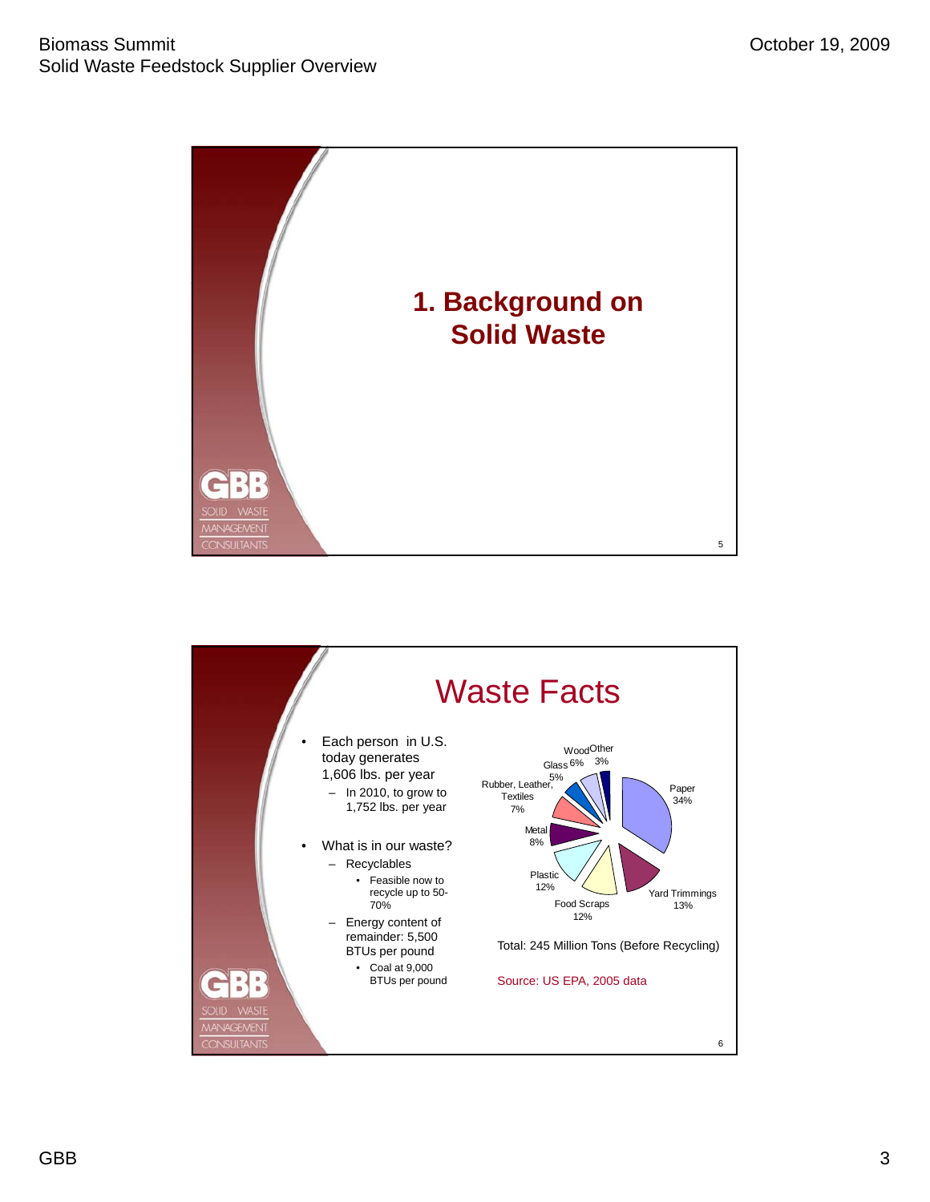# 1. Background on Solid Waste

## Waste Facts

- Each person in U.S. today generates 1,606 lbs. per year
  - In 2010, to grow to 1,752 lbs. per year
- What is in our waste?
  - Recyclables
    - Feasible now to recycle up to 50-70%
  - Energy content of remainder: 5,500 BTUs per pound
    - Coal at 9,000 BTUs per pound

| Material | Share |
| --- | --- |
| Paper | 34% |
| Yard Trimmings | 13% |
| Food Scraps | 12% |
| Plastic | 12% |
| Metal | 8% |
| Rubber, Leather, Textiles | 7% |
| Glass | 5% |
| Wood | 6% |
| Other | 3% |

Total: 245 Million Tons (Before Recycling)

Source: US EPA, 2005 data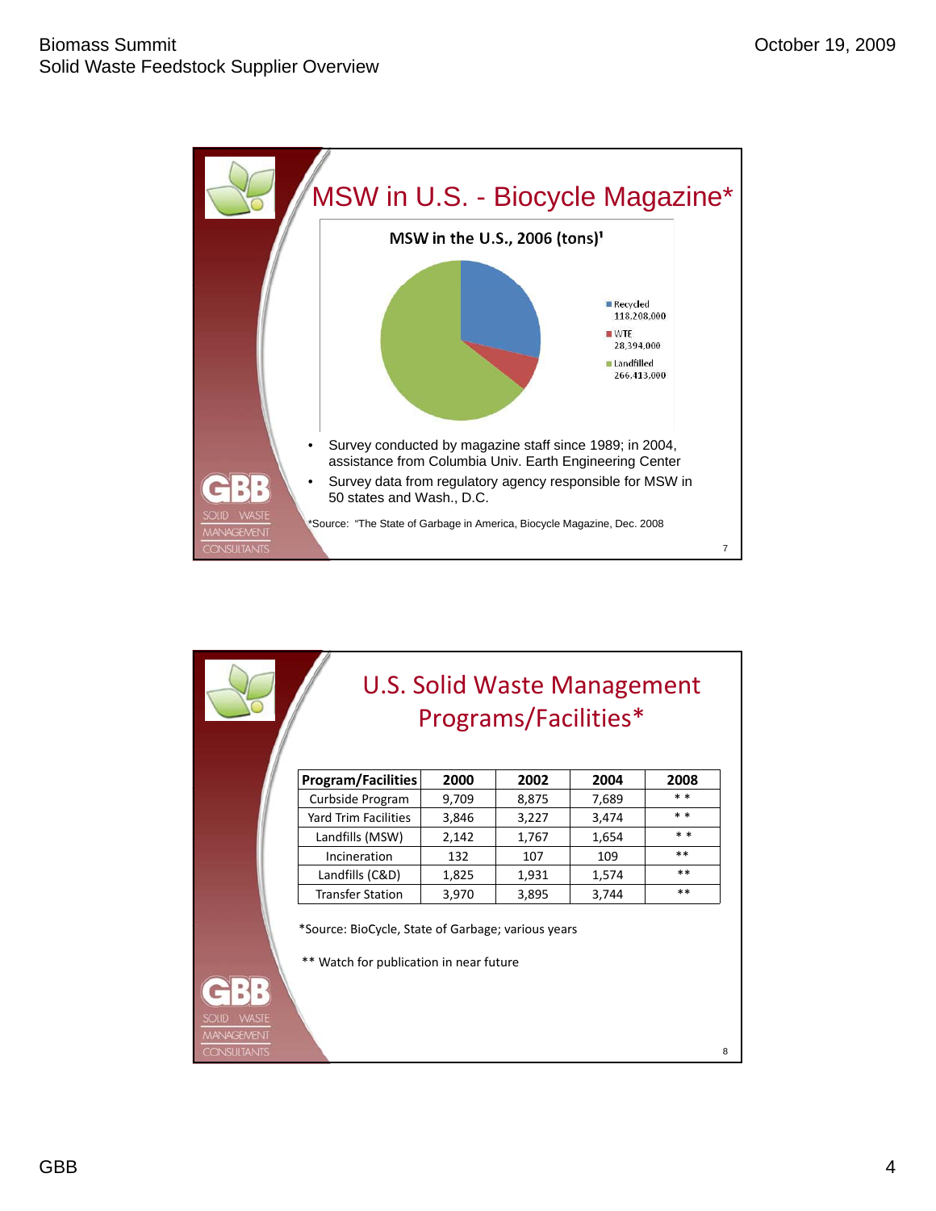## MSW in U.S. - Biocycle Magazine*

**MSW in the U.S., 2006 (tons)[1]**

- Recycled 118,208,000
- WTE 28,394,000
- Landfilled 266,413,000

- Survey conducted by magazine staff since 1989; in 2004, assistance from Columbia Univ. Earth Engineering Center
- Survey data from regulatory agency responsible for MSW in 50 states and Wash., D.C.

*Source: "The State of Garbage in America, Biocycle Magazine, Dec. 2008

## U.S. Solid Waste Management Programs/Facilities*

| Program/Facilities | 2000 | 2002 | 2004 | 2008 |
|---|---|---|---|---|
| Curbside Program | 9,709 | 8,875 | 7,689 | * * |
| Yard Trim Facilities | 3,846 | 3,227 | 3,474 | * * |
| Landfills (MSW) | 2,142 | 1,767 | 1,654 | * * |
| Incineration | 132 | 107 | 109 | ** |
| Landfills (C&D) | 1,825 | 1,931 | 1,574 | ** |
| Transfer Station | 3,970 | 3,895 | 3,744 | ** |

*Source: BioCycle, State of Garbage; various years

** Watch for publication in near future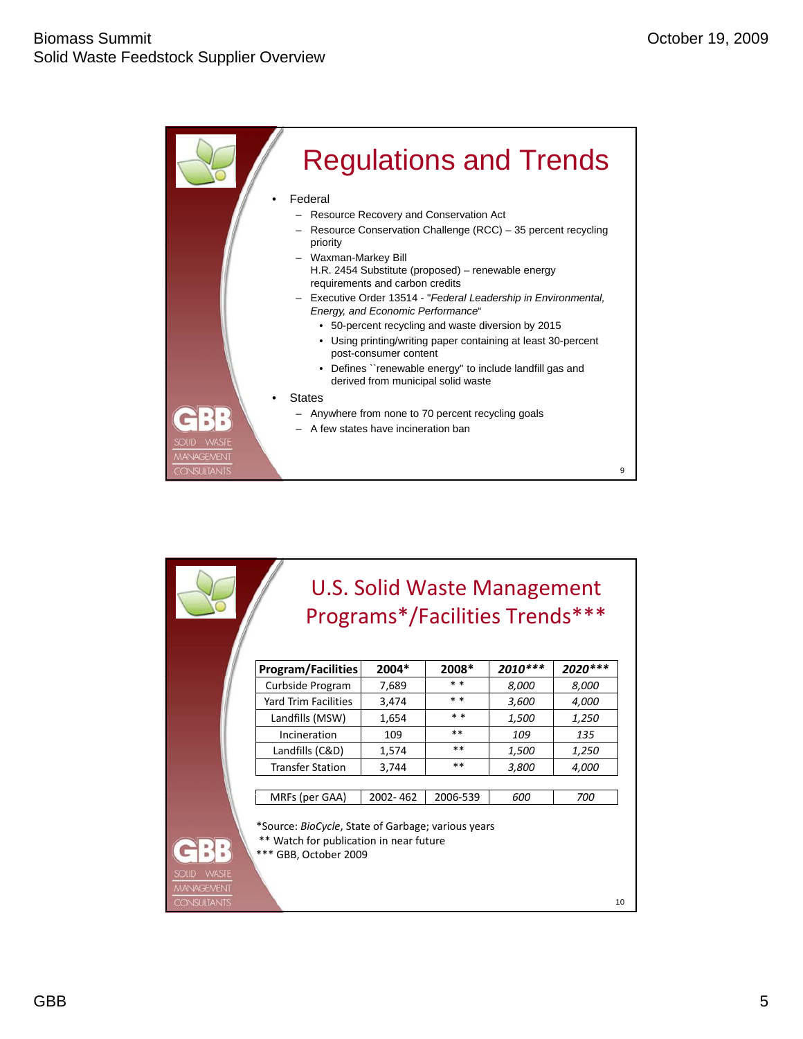# Regulations and Trends

- Federal
  - Resource Recovery and Conservation Act
  - Resource Conservation Challenge (RCC) – 35 percent recycling priority
  - Waxman-Markey Bill
    H.R. 2454 Substitute (proposed) – renewable energy requirements and carbon credits
  - Executive Order 13514 - "*Federal Leadership in Environmental, Energy, and Economic Performance*"
    - 50-percent recycling and waste diversion by 2015
    - Using printing/writing paper containing at least 30-percent post-consumer content
    - Defines ``renewable energy'' to include landfill gas and derived from municipal solid waste
- States
  - Anywhere from none to 70 percent recycling goals
  - A few states have incineration ban

# U.S. Solid Waste Management Programs*/Facilities Trends***

| Program/Facilities | 2004* | 2008* | *2010**** | *2020**** |
|---|---|---|---|---|
| Curbside Program | 7,689 | * * | *8,000* | *8,000* |
| Yard Trim Facilities | 3,474 | * * | *3,600* | *4,000* |
| Landfills (MSW) | 1,654 | * * | *1,500* | *1,250* |
| Incineration | 109 | ** | *109* | *135* |
| Landfills (C&D) | 1,574 | ** | *1,500* | *1,250* |
| Transfer Station | 3,744 | ** | *3,800* | *4,000* |
| MRFs (per GAA) | 2002- 462 | 2006-539 | *600* | *700* |

*Source: *BioCycle*, State of Garbage; various years
** Watch for publication in near future
*** GBB, October 2009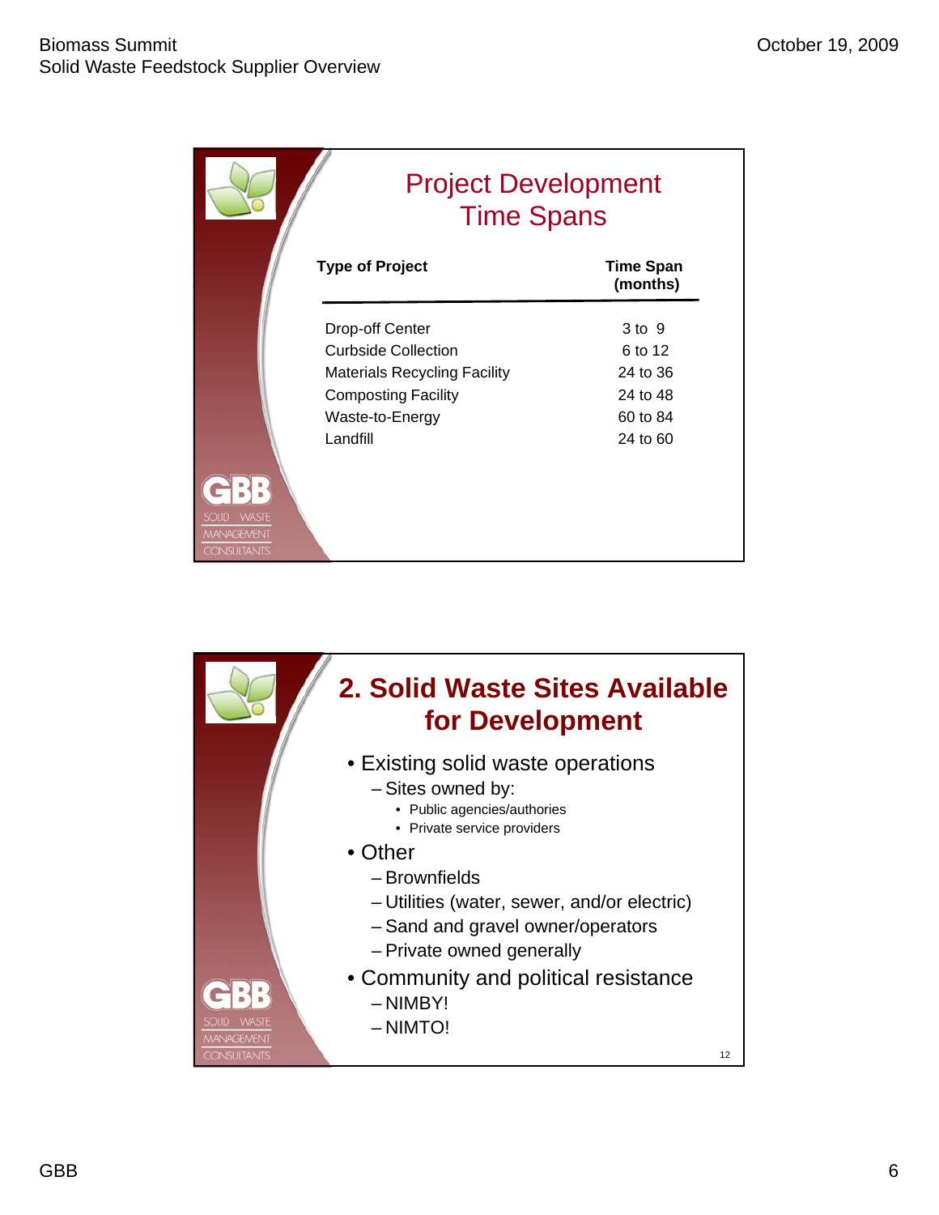## Project Development Time Spans

| Type of Project | Time Span (months) |
|---|---|
| Drop-off Center | 3 to 9 |
| Curbside Collection | 6 to 12 |
| Materials Recycling Facility | 24 to 36 |
| Composting Facility | 24 to 48 |
| Waste-to-Energy | 60 to 84 |
| Landfill | 24 to 60 |

## 2. Solid Waste Sites Available for Development

- Existing solid waste operations
  - Sites owned by:
    - Public agencies/authories
    - Private service providers
- Other
  - Brownfields
  - Utilities (water, sewer, and/or electric)
  - Sand and gravel owner/operators
  - Private owned generally
- Community and political resistance
  - NIMBY!
  - NIMTO!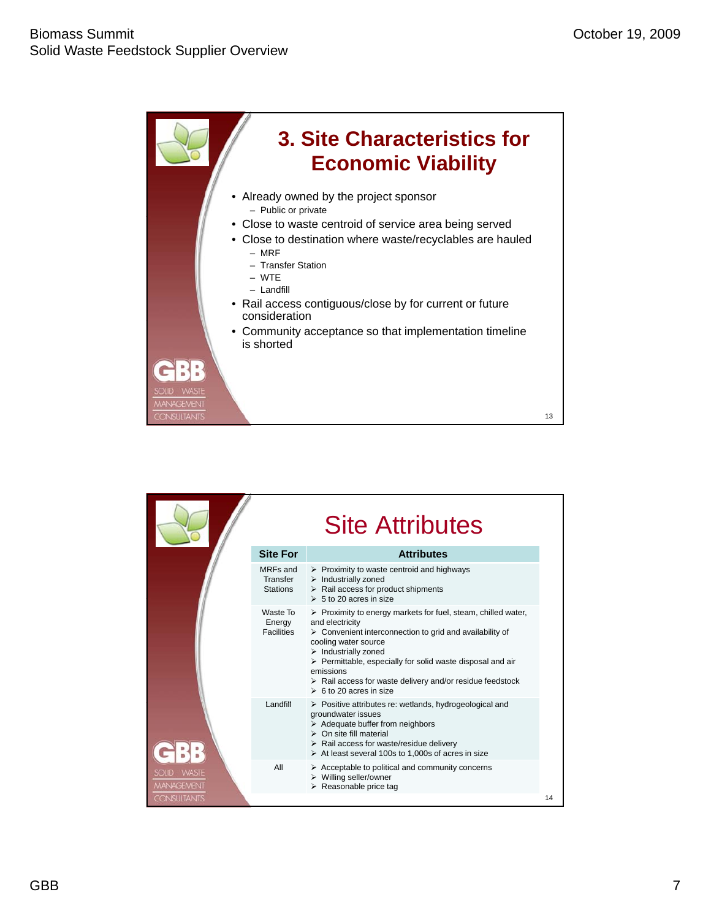## 3. Site Characteristics for Economic Viability

- Already owned by the project sponsor
  - Public or private
- Close to waste centroid of service area being served
- Close to destination where waste/recyclables are hauled
  - MRF
  - Transfer Station
  - WTE
  - Landfill
- Rail access contiguous/close by for current or future consideration
- Community acceptance so that implementation timeline is shorted

## Site Attributes

| Site For | Attributes |
|---|---|
| MRFs and Transfer Stations | ➢ Proximity to waste centroid and highways<br>➢ Industrially zoned<br>➢ Rail access for product shipments<br>➢ 5 to 20 acres in size |
| Waste To Energy Facilities | ➢ Proximity to energy markets for fuel, steam, chilled water, and electricity<br>➢ Convenient interconnection to grid and availability of cooling water source<br>➢ Industrially zoned<br>➢ Permittable, especially for solid waste disposal and air emissions<br>➢ Rail access for waste delivery and/or residue feedstock<br>➢ 6 to 20 acres in size |
| Landfill | ➢ Positive attributes re: wetlands, hydrogeological and groundwater issues<br>➢ Adequate buffer from neighbors<br>➢ On site fill material<br>➢ Rail access for waste/residue delivery<br>➢ At least several 100s to 1,000s of acres in size |
| All | ➢ Acceptable to political and community concerns<br>➢ Willing seller/owner<br>➢ Reasonable price tag |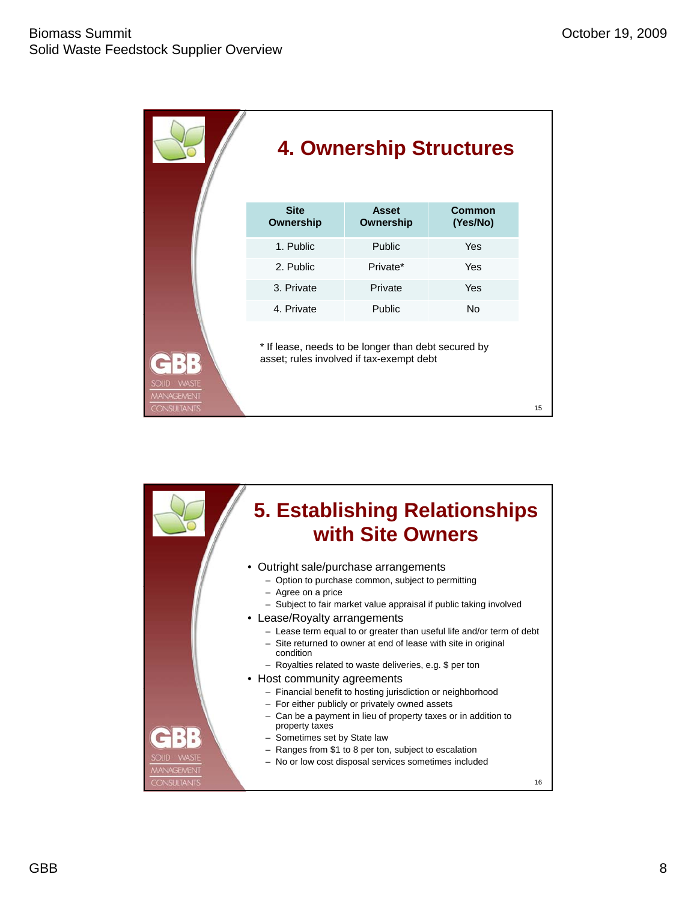## 4. Ownership Structures

| Site Ownership | Asset Ownership | Common (Yes/No) |
|---|---|---|
| 1. Public | Public | Yes |
| 2. Public | Private* | Yes |
| 3. Private | Private | Yes |
| 4. Private | Public | No |

* If lease, needs to be longer than debt secured by asset; rules involved if tax-exempt debt

## 5. Establishing Relationships with Site Owners

- Outright sale/purchase arrangements
  - Option to purchase common, subject to permitting
  - Agree on a price
  - Subject to fair market value appraisal if public taking involved
- Lease/Royalty arrangements
  - Lease term equal to or greater than useful life and/or term of debt
  - Site returned to owner at end of lease with site in original condition
  - Royalties related to waste deliveries, e.g. $ per ton
- Host community agreements
  - Financial benefit to hosting jurisdiction or neighborhood
  - For either publicly or privately owned assets
  - Can be a payment in lieu of property taxes or in addition to property taxes
  - Sometimes set by State law
  - Ranges from $1 to 8 per ton, subject to escalation
  - No or low cost disposal services sometimes included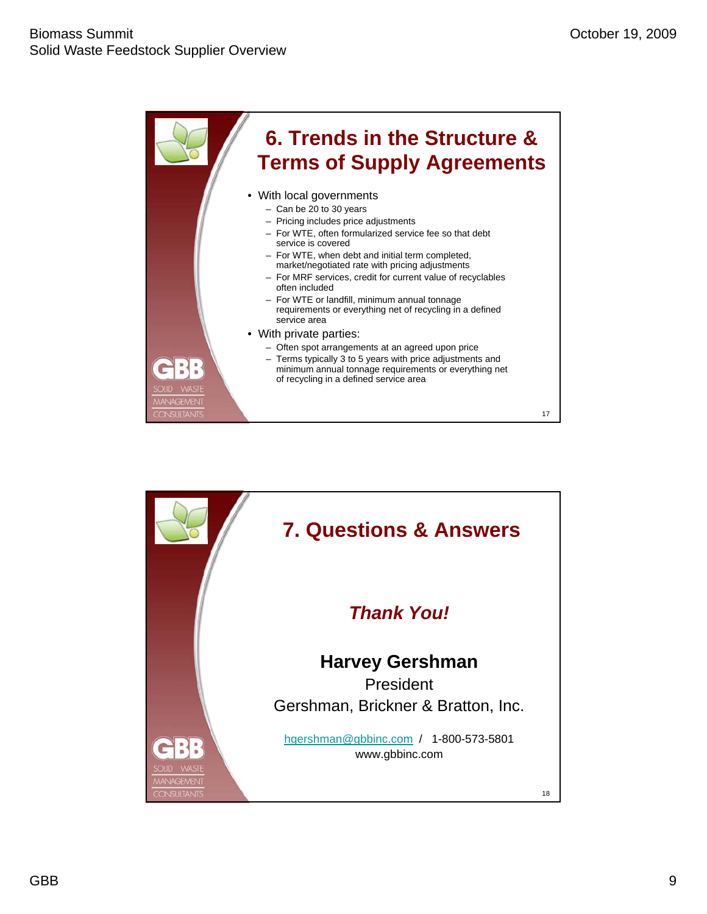## 6. Trends in the Structure & Terms of Supply Agreements

- With local governments
  - Can be 20 to 30 years
  - Pricing includes price adjustments
  - For WTE, often formularized service fee so that debt service is covered
  - For WTE, when debt and initial term completed, market/negotiated rate with pricing adjustments
  - For MRF services, credit for current value of recyclables often included
  - For WTE or landfill, minimum annual tonnage requirements or everything net of recycling in a defined service area
- With private parties:
  - Often spot arrangements at an agreed upon price
  - Terms typically 3 to 5 years with price adjustments and minimum annual tonnage requirements or everything net of recycling in a defined service area

## 7. Questions & Answers

***Thank You!***

**Harvey Gershman**

President

Gershman, Brickner & Bratton, Inc.

hgershman@gbbinc.com / 1-800-573-5801

www.gbbinc.com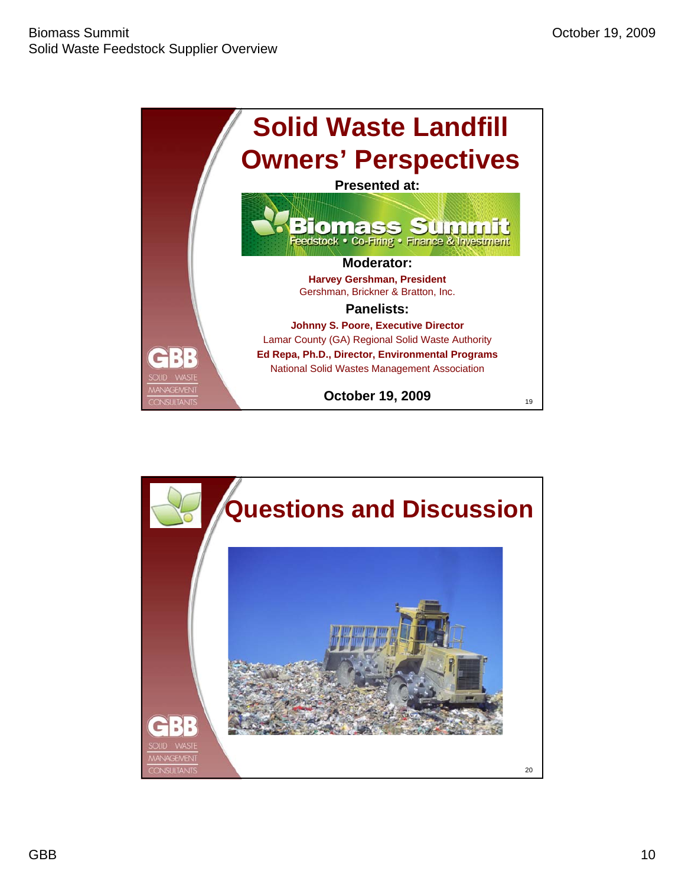# Solid Waste Landfill Owners' Perspectives

**Presented at:**

Biomass Summit
Feedstock • Co-Firing • Finance & Investment

**Moderator:**

**Harvey Gershman, President**
Gershman, Brickner & Bratton, Inc.

**Panelists:**

**Johnny S. Poore, Executive Director**
Lamar County (GA) Regional Solid Waste Authority

**Ed Repa, Ph.D., Director, Environmental Programs**
National Solid Wastes Management Association

**October 19, 2009**

GBB SOLID WASTE MANAGEMENT CONSULTANTS

# Questions and Discussion

GBB SOLID WASTE MANAGEMENT CONSULTANTS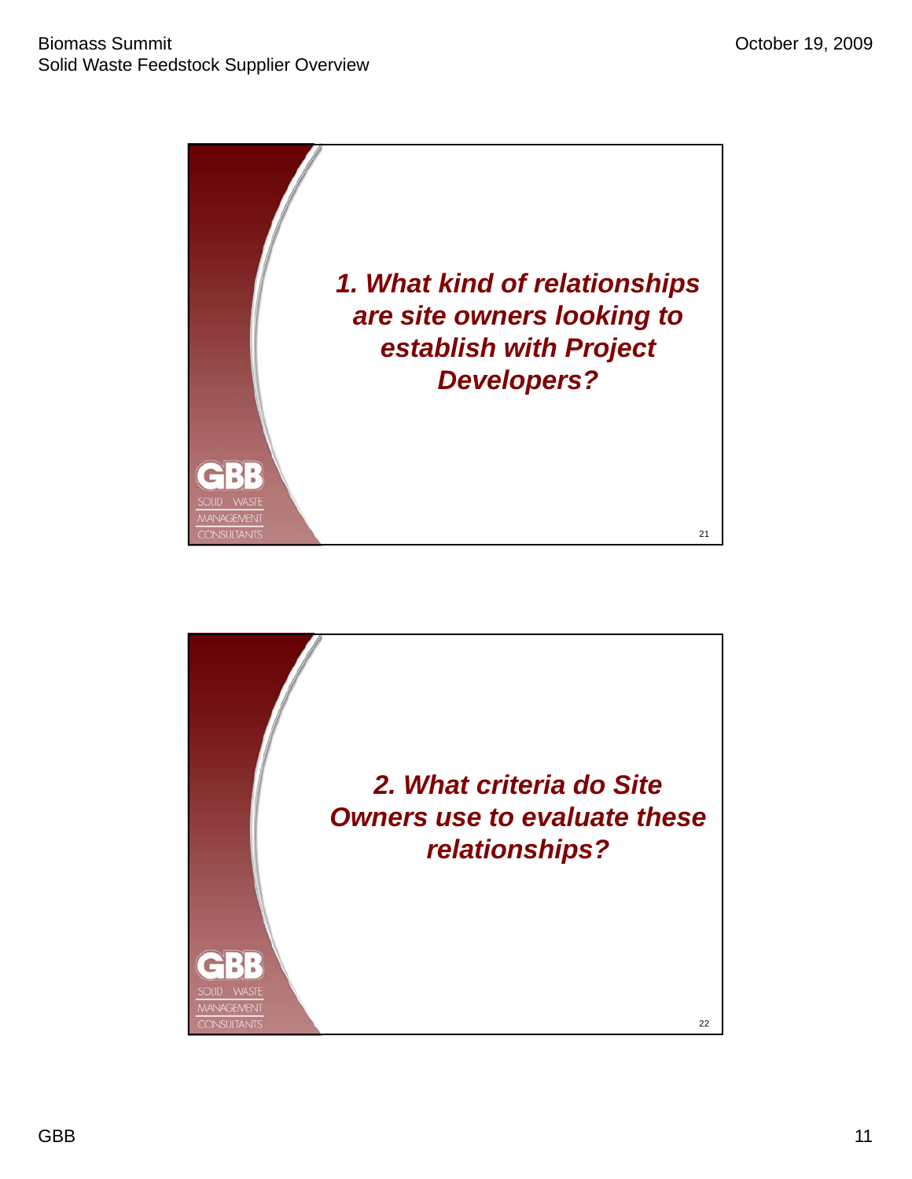***1. What kind of relationships are site owners looking to establish with Project Developers?***

***2. What criteria do Site Owners use to evaluate these relationships?***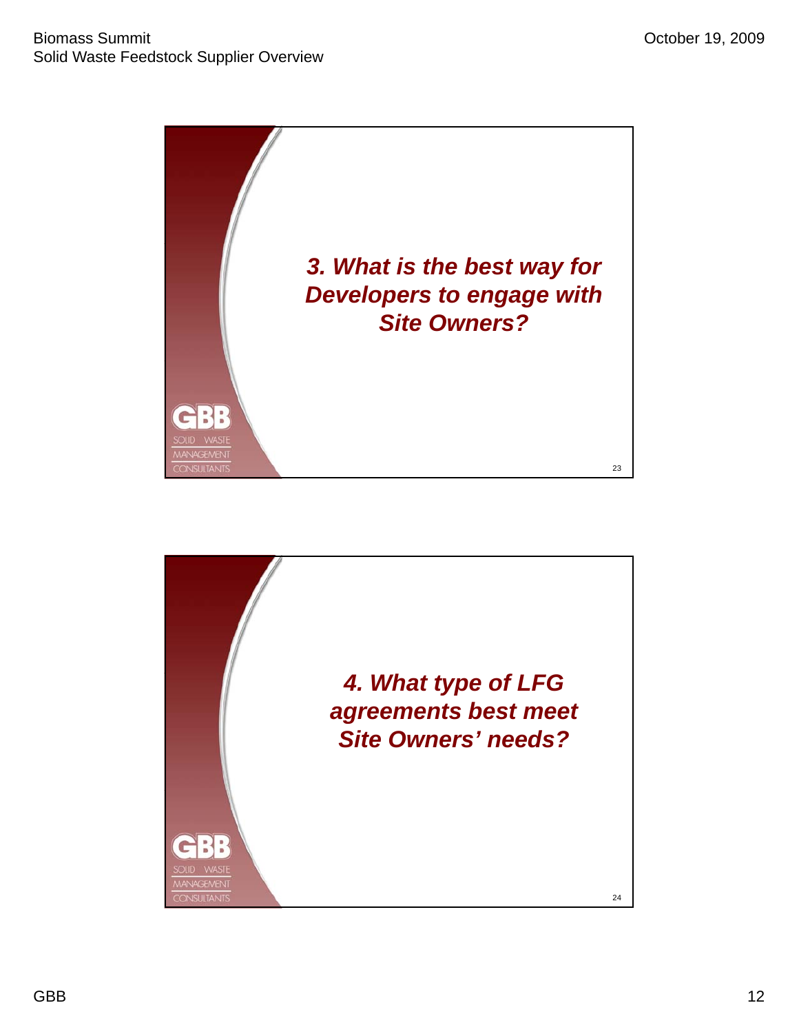*3. What is the best way for Developers to engage with Site Owners?*

*4. What type of LFG agreements best meet Site Owners' needs?*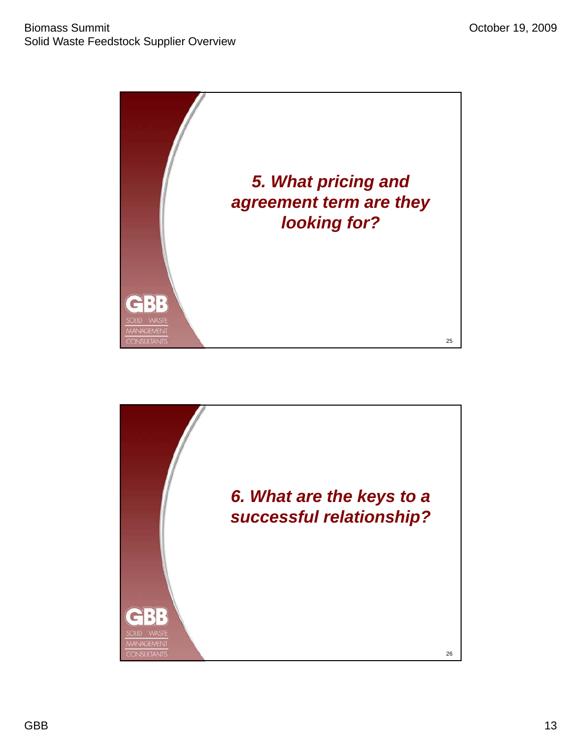## 5. What pricing and agreement term are they looking for?

## 6. What are the keys to a successful relationship?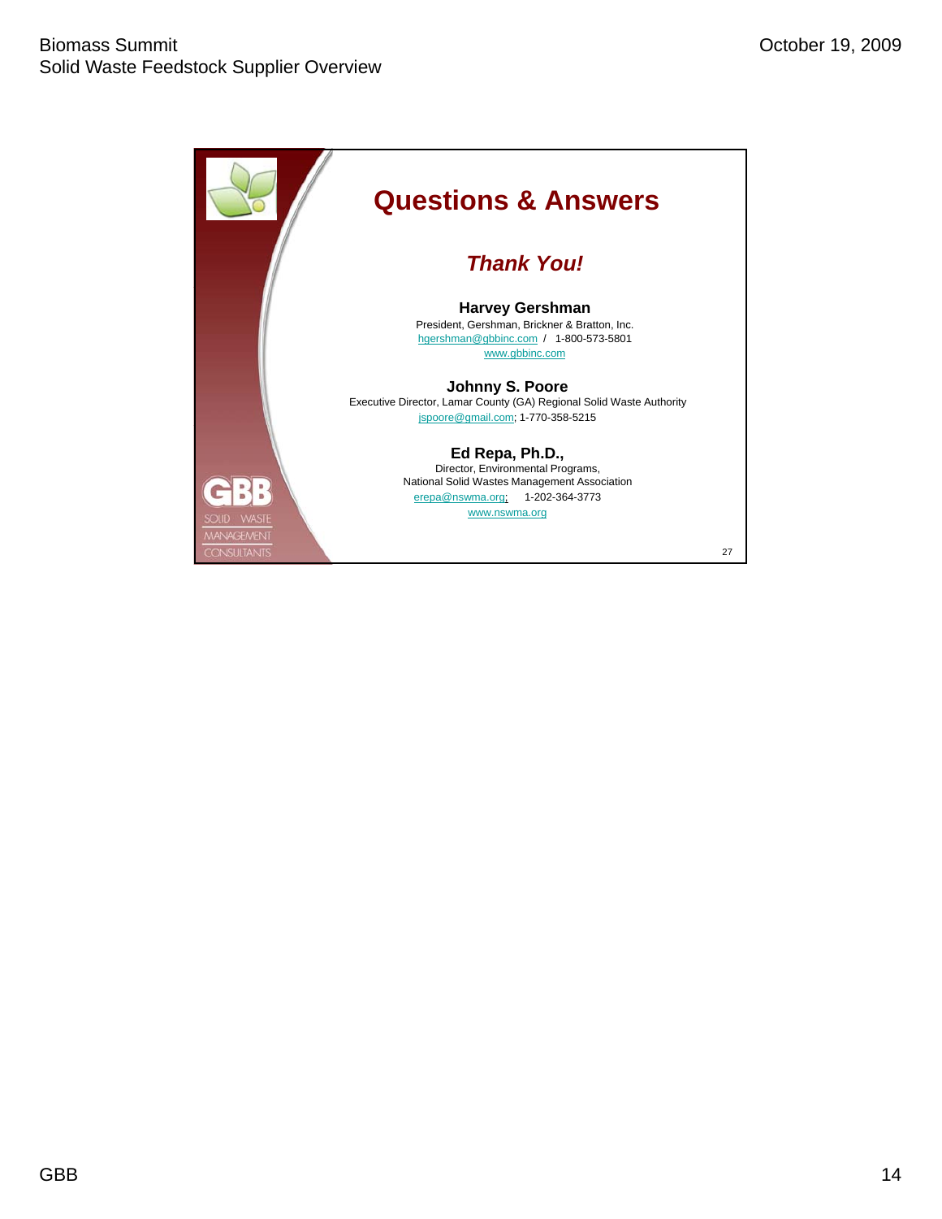# Questions & Answers

***Thank You!***

**Harvey Gershman**
President, Gershman, Brickner & Bratton, Inc.
hgershman@gbbinc.com / 1-800-573-5801
www.gbbinc.com

**Johnny S. Poore**
Executive Director, Lamar County (GA) Regional Solid Waste Authority
jspoore@gmail.com; 1-770-358-5215

**Ed Repa, Ph.D.,**
Director, Environmental Programs,
National Solid Wastes Management Association
erepa@nswma.org; 1-202-364-3773
www.nswma.org

GBB SOLID WASTE MANAGEMENT CONSULTANTS